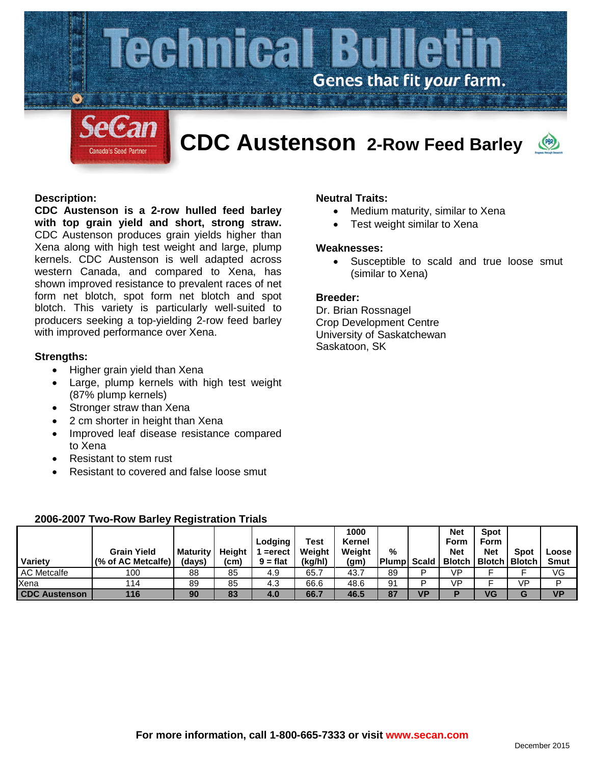# Technical Bulletin

Genes that fit *your* farm.

SeCan — Canada's Seed Partner

## CDC Austenson 2-Row Feed Barley

### Description:

**CDC Austenson is a 2-row hulled feed barley with top grain yield and short, strong straw.** CDC Austenson produces grain yields higher than Xena along with high test weight and large, plump kernels. CDC Austenson is well adapted across western Canada, and compared to Xena, has shown improved resistance to prevalent races of net form net blotch, spot form net blotch and spot blotch. This variety is particularly well-suited to producers seeking a top-yielding 2-row feed barley with improved performance over Xena.

### Strengths:

- Higher grain yield than Xena
- Large, plump kernels with high test weight (87% plump kernels)
- Stronger straw than Xena
- 2 cm shorter in height than Xena
- Improved leaf disease resistance compared to Xena
- Resistant to stem rust
- Resistant to covered and false loose smut

### Neutral Traits:

- Medium maturity, similar to Xena
- Test weight similar to Xena

### Weaknesses:

- Susceptible to scald and true loose smut (similar to Xena)

### Breeder:

Dr. Brian Rossnagel
Crop Development Centre
University of Saskatchewan
Saskatoon, SK

### 2006-2007 Two-Row Barley Registration Trials

| Variety | Grain Yield (% of AC Metcalfe) | Maturity (days) | Height (cm) | Lodging 1 =erect 9 = flat | Test Weight (kg/hl) | 1000 Kernel Weight (gm) | % Plump | Scald | Net Form Net Blotch | Spot Form Net Blotch | Spot Blotch | Loose Smut |
|---|---|---|---|---|---|---|---|---|---|---|---|---|
| AC Metcalfe | 100 | 88 | 85 | 4.9 | 65.7 | 43.7 | 89 | P | VP | F | F | VG |
| Xena | 114 | 89 | 85 | 4.3 | 66.6 | 48.6 | 91 | P | VP | F | VP | P |
| **CDC Austenson** | **116** | **90** | **83** | **4.0** | **66.7** | **46.5** | **87** | **VP** | **P** | **VG** | **G** | **VP** |

**For more information, call 1-800-665-7333 or visit www.secan.com**

December 2015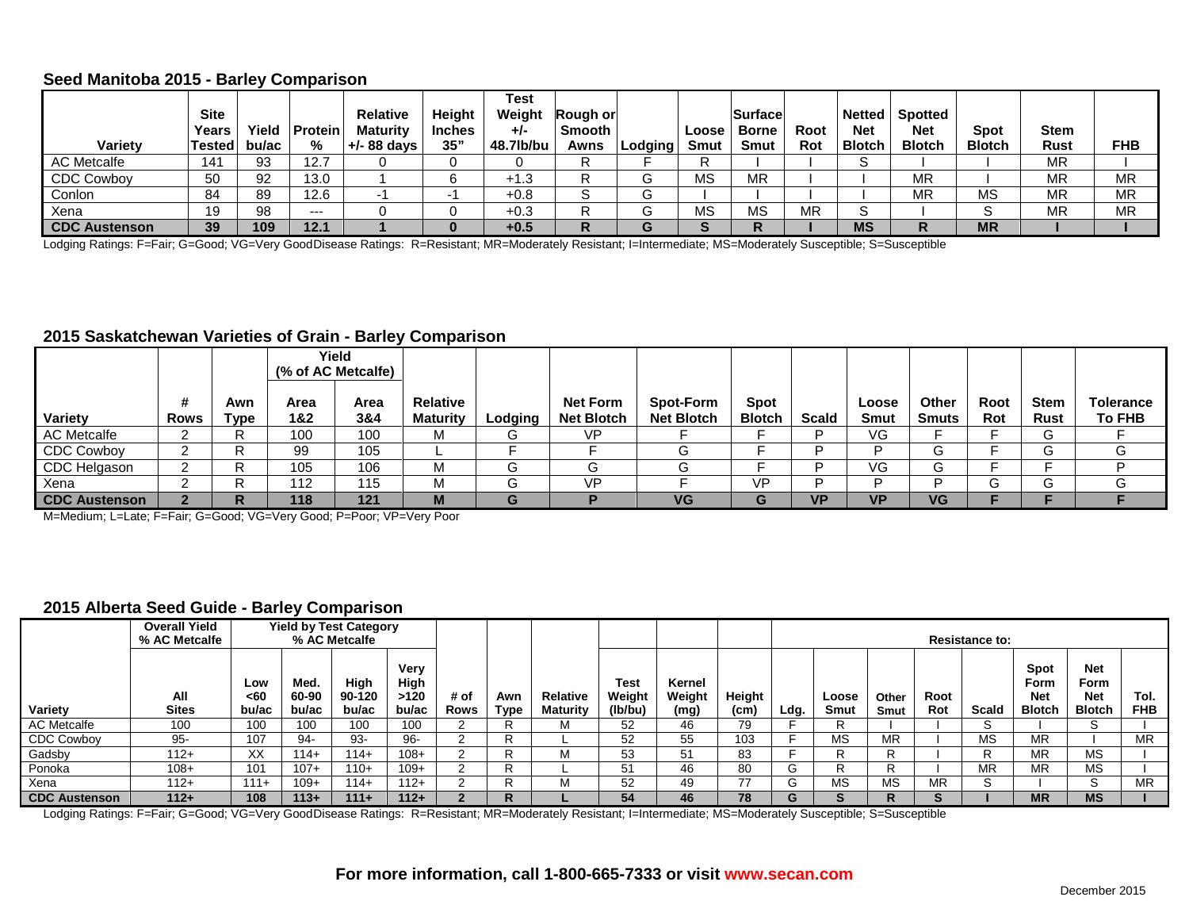## Seed Manitoba 2015 - Barley Comparison

| Variety | Site Years Tested | Yield bu/ac | Protein % | Relative Maturity +/- 88 days | Height Inches 35" | Test Weight +/- 48.7lb/bu | Rough or Smooth Awns | Lodging | Loose Smut | Surface Borne Smut | Root Rot | Netted Net Blotch | Spotted Net Blotch | Spot Blotch | Stem Rust | FHB |
|---|---|---|---|---|---|---|---|---|---|---|---|---|---|---|---|---|
| AC Metcalfe | 141 | 93 | 12.7 | 0 | 0 | 0 | R | F | R | I | I | S | I | I | MR | I |
| CDC Cowboy | 50 | 92 | 13.0 | 1 | 6 | +1.3 | R | G | MS | MR | I | I | MR | I | MR | MR |
| Conlon | 84 | 89 | 12.6 | -1 | -1 | +0.8 | S | G | I | I | I | I | MR | MS | MR | MR |
| Xena | 19 | 98 | --- | 0 | 0 | +0.3 | R | G | MS | MS | MR | S | I | S | MR | MR |
| **CDC Austenson** | **39** | **109** | **12.1** | **1** | **0** | **+0.5** | **R** | **G** | **S** | **R** | **I** | **MS** | **R** | **MR** | **I** | **I** |

Lodging Ratings: F=Fair; G=Good; VG=Very Good Disease Ratings: R=Resistant; MR=Moderately Resistant; I=Intermediate; MS=Moderately Susceptible; S=Susceptible

## 2015 Saskatchewan Varieties of Grain - Barley Comparison

| Variety | # Rows | Awn Type | Yield (% of AC Metcalfe) Area 1&2 | Area 3&4 | Relative Maturity | Lodging | Net Form Net Blotch | Spot-Form Net Blotch | Spot Blotch | Scald | Loose Smut | Other Smuts | Root Rot | Stem Rust | Tolerance To FHB |
|---|---|---|---|---|---|---|---|---|---|---|---|---|---|---|---|
| AC Metcalfe | 2 | R | 100 | 100 | M | G | VP | F | F | P | VG | F | F | G | F |
| CDC Cowboy | 2 | R | 99 | 105 | L | F | F | G | F | P | P | G | F | G | G |
| CDC Helgason | 2 | R | 105 | 106 | M | G | G | G | F | P | VG | G | F | F | P |
| Xena | 2 | R | 112 | 115 | M | G | VP | F | VP | P | P | P | G | G | G |
| **CDC Austenson** | **2** | **R** | **118** | **121** | **M** | **G** | **P** | **VG** | **G** | **VP** | **VP** | **VG** | **F** | **F** | **F** |

M=Medium; L=Late; F=Fair; G=Good; VG=Very Good; P=Poor; VP=Very Poor

## 2015 Alberta Seed Guide - Barley Comparison

| Variety | Overall Yield % AC Metcalfe: All Sites | Yield by Test Category % AC Metcalfe: Low <60 bu/ac | Med. 60-90 bu/ac | High 90-120 bu/ac | Very High >120 bu/ac | # of Rows | Awn Type | Relative Maturity | Test Weight (lb/bu) | Kernel Weight (mg) | Height (cm) | Resistance to: Ldg. | Loose Smut | Other Smut | Root Rot | Scald | Spot Form Net Blotch | Net Form Net Blotch | Tol. FHB |
|---|---|---|---|---|---|---|---|---|---|---|---|---|---|---|---|---|---|---|---|
| AC Metcalfe | 100 | 100 | 100 | 100 | 100 | 2 | R | M | 52 | 46 | 79 | F | R | I | I | S | I | S | I |
| CDC Cowboy | 95- | 107 | 94- | 93- | 96- | 2 | R | L | 52 | 55 | 103 | F | MS | MR | I | MS | MR | I | MR |
| Gadsby | 112+ | XX | 114+ | 114+ | 108+ | 2 | R | M | 53 | 51 | 83 | F | R | R | I | R | MR | MS | I |
| Ponoka | 108+ | 101 | 107+ | 110+ | 109+ | 2 | R | L | 51 | 46 | 80 | G | R | R | I | MR | MR | MS | I |
| Xena | 112+ | 111+ | 109+ | 114+ | 112+ | 2 | R | M | 52 | 49 | 77 | G | MS | MS | MR | S | I | S | MR |
| **CDC Austenson** | **112+** | **108** | **113+** | **111+** | **112+** | **2** | **R** | **L** | **54** | **46** | **78** | **G** | **S** | **R** | **S** | **I** | **MR** | **MS** | **I** |

Lodging Ratings: F=Fair; G=Good; VG=Very Good Disease Ratings: R=Resistant; MR=Moderately Resistant; I=Intermediate; MS=Moderately Susceptible; S=Susceptible

**For more information, call 1-800-665-7333 or visit www.secan.com**

December 2015